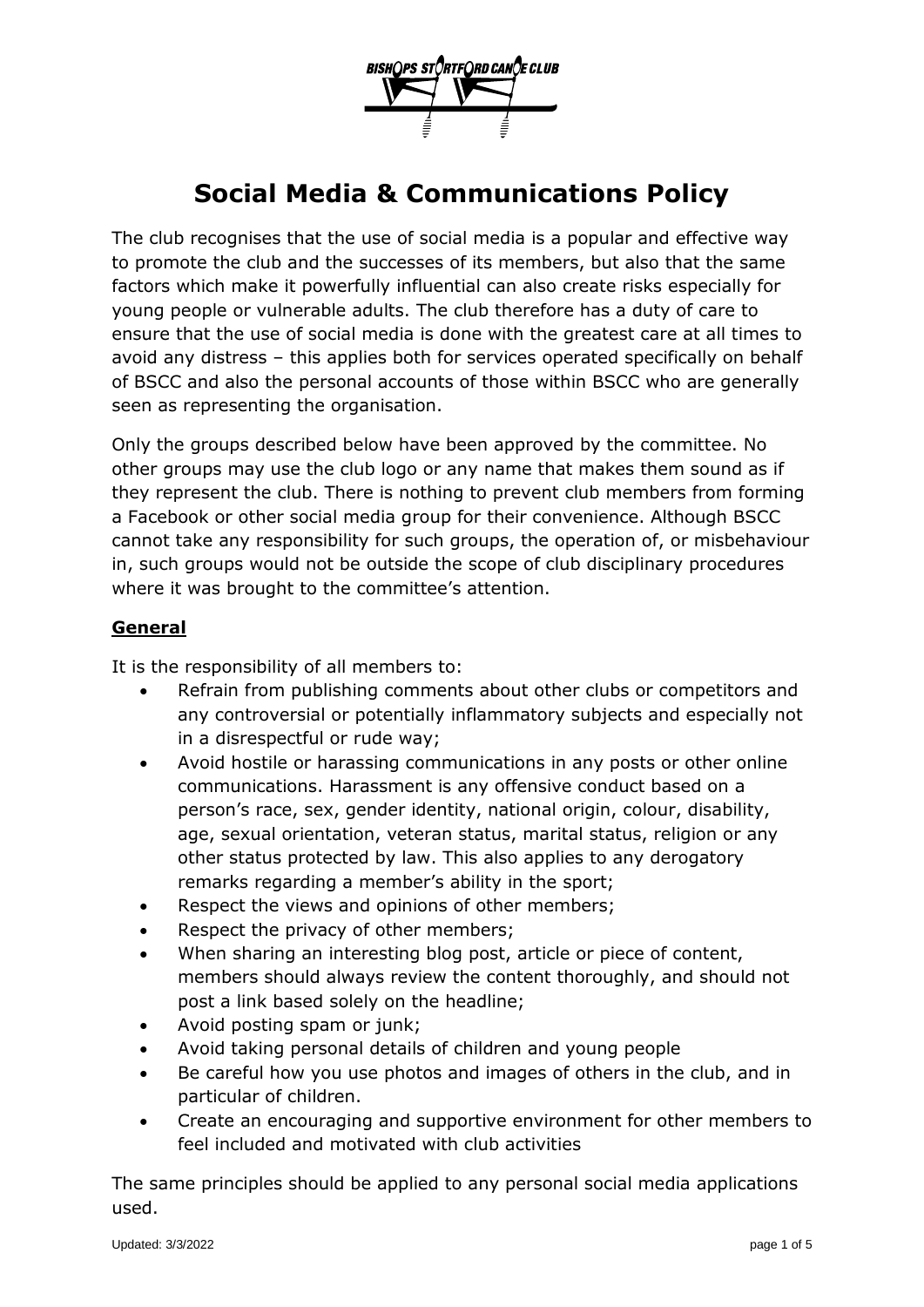# Social Media & Communications Policy

The club recognises that the use of social media is a popular and effective way to promote the club and the successes of its members, but also that the same factors which make it powerfully influential can also create risks especially for young people or vulnerable adults. The club therefore has a duty of care to ensure that the use of social media is done with the greatest care at all times to avoid any distress – this applies both for services operated specifically on behalf of BSCC and also the personal accounts of those within BSCC who are generally seen as representing the organisation.

Only the groups described below have been approved by the committee. No other groups may use the club logo or any name that makes them sound as if they represent the club. There is nothing to prevent club members from forming a Facebook or other social media group for their convenience. Although BSCC cannot take any responsibility for such groups, the operation of, or misbehaviour in, such groups would not be outside the scope of club disciplinary procedures where it was brought to the committee's attention.

## General

It is the responsibility of all members to:

- Refrain from publishing comments about other clubs or competitors and any controversial or potentially inflammatory subjects and especially not in a disrespectful or rude way;
- Avoid hostile or harassing communications in any posts or other online communications. Harassment is any offensive conduct based on a person's race, sex, gender identity, national origin, colour, disability, age, sexual orientation, veteran status, marital status, religion or any other status protected by law. This also applies to any derogatory remarks regarding a member's ability in the sport;
- Respect the views and opinions of other members;
- Respect the privacy of other members;
- When sharing an interesting blog post, article or piece of content, members should always review the content thoroughly, and should not post a link based solely on the headline;
- Avoid posting spam or junk;
- Avoid taking personal details of children and young people
- Be careful how you use photos and images of others in the club, and in particular of children.
- Create an encouraging and supportive environment for other members to feel included and motivated with club activities

The same principles should be applied to any personal social media applications used.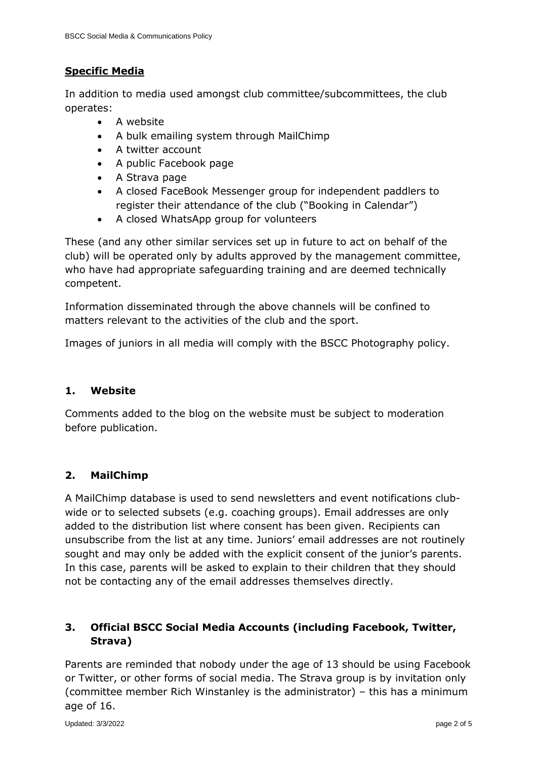## Specific Media

In addition to media used amongst club committee/subcommittees, the club operates:

- A website
- A bulk emailing system through MailChimp
- A twitter account
- A public Facebook page
- A Strava page
- A closed FaceBook Messenger group for independent paddlers to register their attendance of the club ("Booking in Calendar")
- A closed WhatsApp group for volunteers

These (and any other similar services set up in future to act on behalf of the club) will be operated only by adults approved by the management committee, who have had appropriate safeguarding training and are deemed technically competent.

Information disseminated through the above channels will be confined to matters relevant to the activities of the club and the sport.

Images of juniors in all media will comply with the BSCC Photography policy.

### 1. Website

Comments added to the blog on the website must be subject to moderation before publication.

### 2. MailChimp

A MailChimp database is used to send newsletters and event notifications club-wide or to selected subsets (e.g. coaching groups). Email addresses are only added to the distribution list where consent has been given. Recipients can unsubscribe from the list at any time. Juniors' email addresses are not routinely sought and may only be added with the explicit consent of the junior's parents. In this case, parents will be asked to explain to their children that they should not be contacting any of the email addresses themselves directly.

### 3. Official BSCC Social Media Accounts (including Facebook, Twitter, Strava)

Parents are reminded that nobody under the age of 13 should be using Facebook or Twitter, or other forms of social media. The Strava group is by invitation only (committee member Rich Winstanley is the administrator) – this has a minimum age of 16.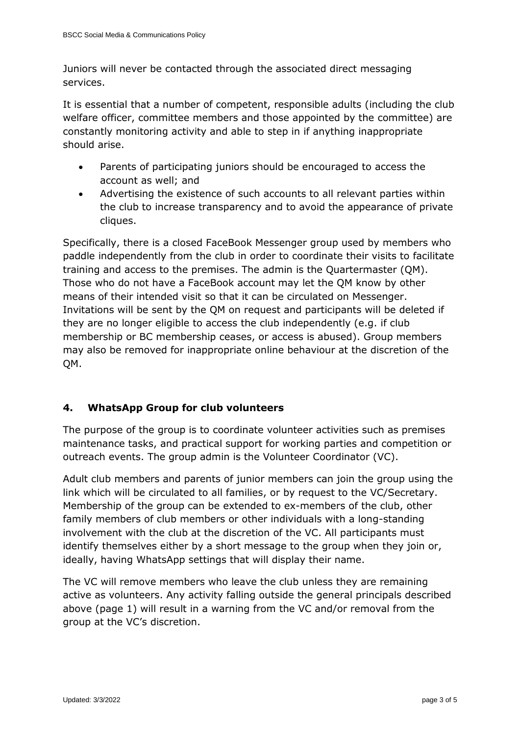Juniors will never be contacted through the associated direct messaging services.

It is essential that a number of competent, responsible adults (including the club welfare officer, committee members and those appointed by the committee) are constantly monitoring activity and able to step in if anything inappropriate should arise.

- Parents of participating juniors should be encouraged to access the account as well; and
- Advertising the existence of such accounts to all relevant parties within the club to increase transparency and to avoid the appearance of private cliques.

Specifically, there is a closed FaceBook Messenger group used by members who paddle independently from the club in order to coordinate their visits to facilitate training and access to the premises. The admin is the Quartermaster (QM). Those who do not have a FaceBook account may let the QM know by other means of their intended visit so that it can be circulated on Messenger. Invitations will be sent by the QM on request and participants will be deleted if they are no longer eligible to access the club independently (e.g. if club membership or BC membership ceases, or access is abused). Group members may also be removed for inappropriate online behaviour at the discretion of the QM.

## 4. WhatsApp Group for club volunteers

The purpose of the group is to coordinate volunteer activities such as premises maintenance tasks, and practical support for working parties and competition or outreach events. The group admin is the Volunteer Coordinator (VC).

Adult club members and parents of junior members can join the group using the link which will be circulated to all families, or by request to the VC/Secretary. Membership of the group can be extended to ex-members of the club, other family members of club members or other individuals with a long-standing involvement with the club at the discretion of the VC. All participants must identify themselves either by a short message to the group when they join or, ideally, having WhatsApp settings that will display their name.

The VC will remove members who leave the club unless they are remaining active as volunteers. Any activity falling outside the general principals described above (page 1) will result in a warning from the VC and/or removal from the group at the VC's discretion.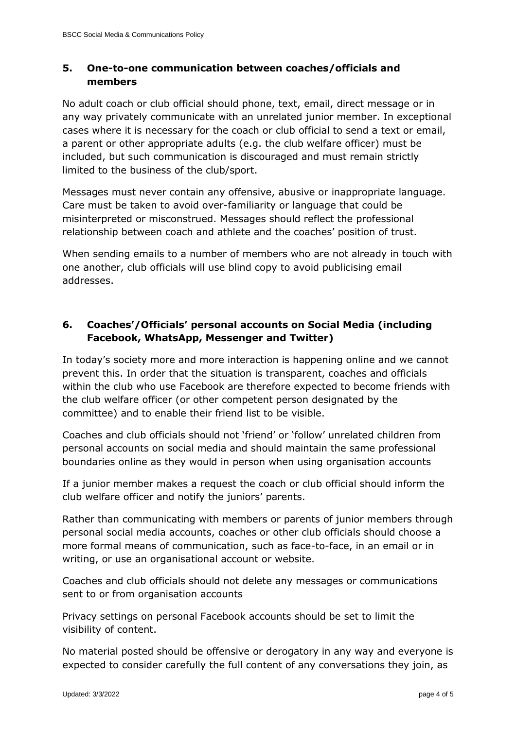## 5. One-to-one communication between coaches/officials and members

No adult coach or club official should phone, text, email, direct message or in any way privately communicate with an unrelated junior member. In exceptional cases where it is necessary for the coach or club official to send a text or email, a parent or other appropriate adults (e.g. the club welfare officer) must be included, but such communication is discouraged and must remain strictly limited to the business of the club/sport.

Messages must never contain any offensive, abusive or inappropriate language. Care must be taken to avoid over-familiarity or language that could be misinterpreted or misconstrued. Messages should reflect the professional relationship between coach and athlete and the coaches' position of trust.

When sending emails to a number of members who are not already in touch with one another, club officials will use blind copy to avoid publicising email addresses.

## 6. Coaches'/Officials' personal accounts on Social Media (including Facebook, WhatsApp, Messenger and Twitter)

In today's society more and more interaction is happening online and we cannot prevent this. In order that the situation is transparent, coaches and officials within the club who use Facebook are therefore expected to become friends with the club welfare officer (or other competent person designated by the committee) and to enable their friend list to be visible.

Coaches and club officials should not 'friend' or 'follow' unrelated children from personal accounts on social media and should maintain the same professional boundaries online as they would in person when using organisation accounts

If a junior member makes a request the coach or club official should inform the club welfare officer and notify the juniors' parents.

Rather than communicating with members or parents of junior members through personal social media accounts, coaches or other club officials should choose a more formal means of communication, such as face-to-face, in an email or in writing, or use an organisational account or website.

Coaches and club officials should not delete any messages or communications sent to or from organisation accounts

Privacy settings on personal Facebook accounts should be set to limit the visibility of content.

No material posted should be offensive or derogatory in any way and everyone is expected to consider carefully the full content of any conversations they join, as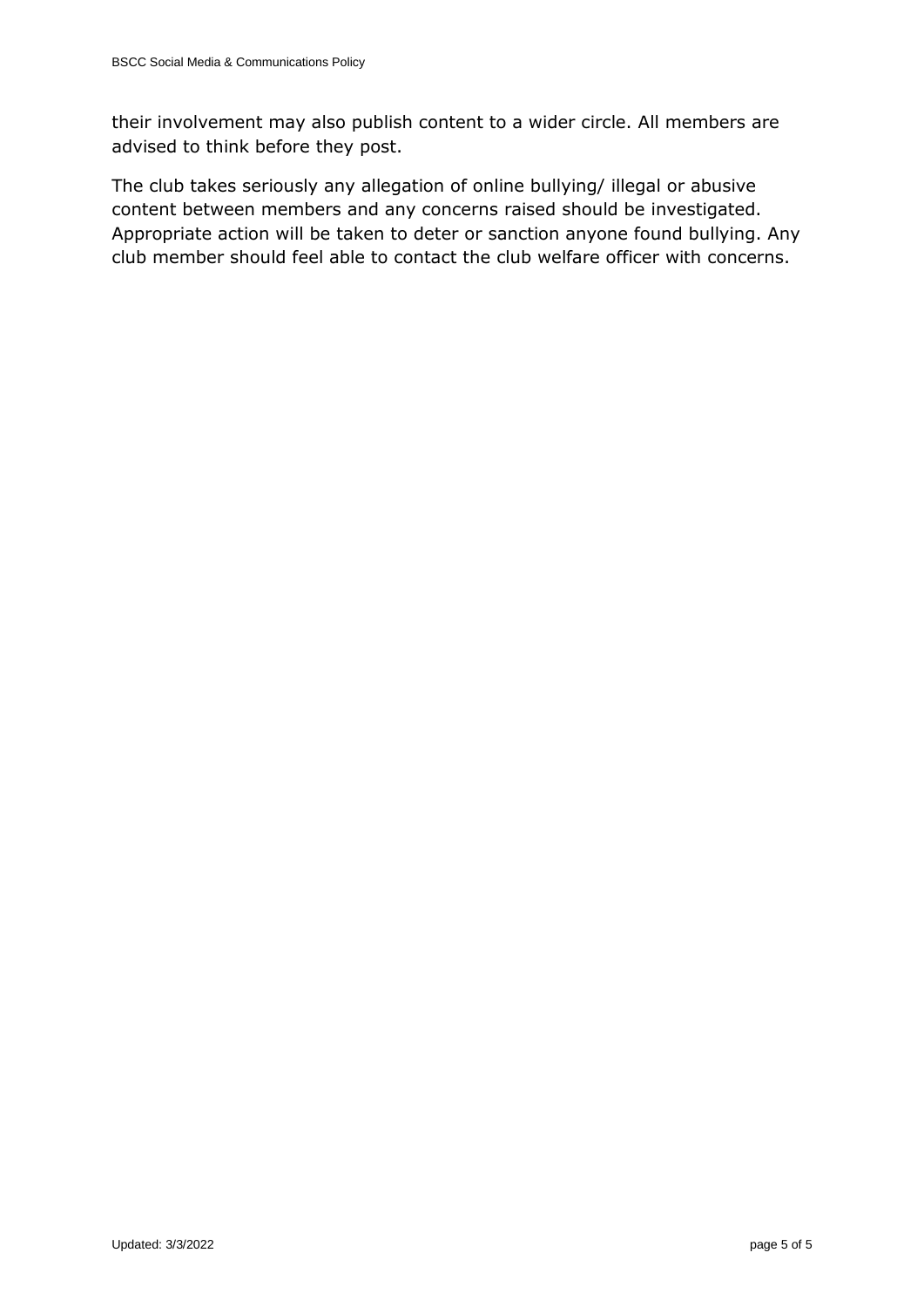their involvement may also publish content to a wider circle. All members are advised to think before they post.

The club takes seriously any allegation of online bullying/ illegal or abusive content between members and any concerns raised should be investigated. Appropriate action will be taken to deter or sanction anyone found bullying. Any club member should feel able to contact the club welfare officer with concerns.